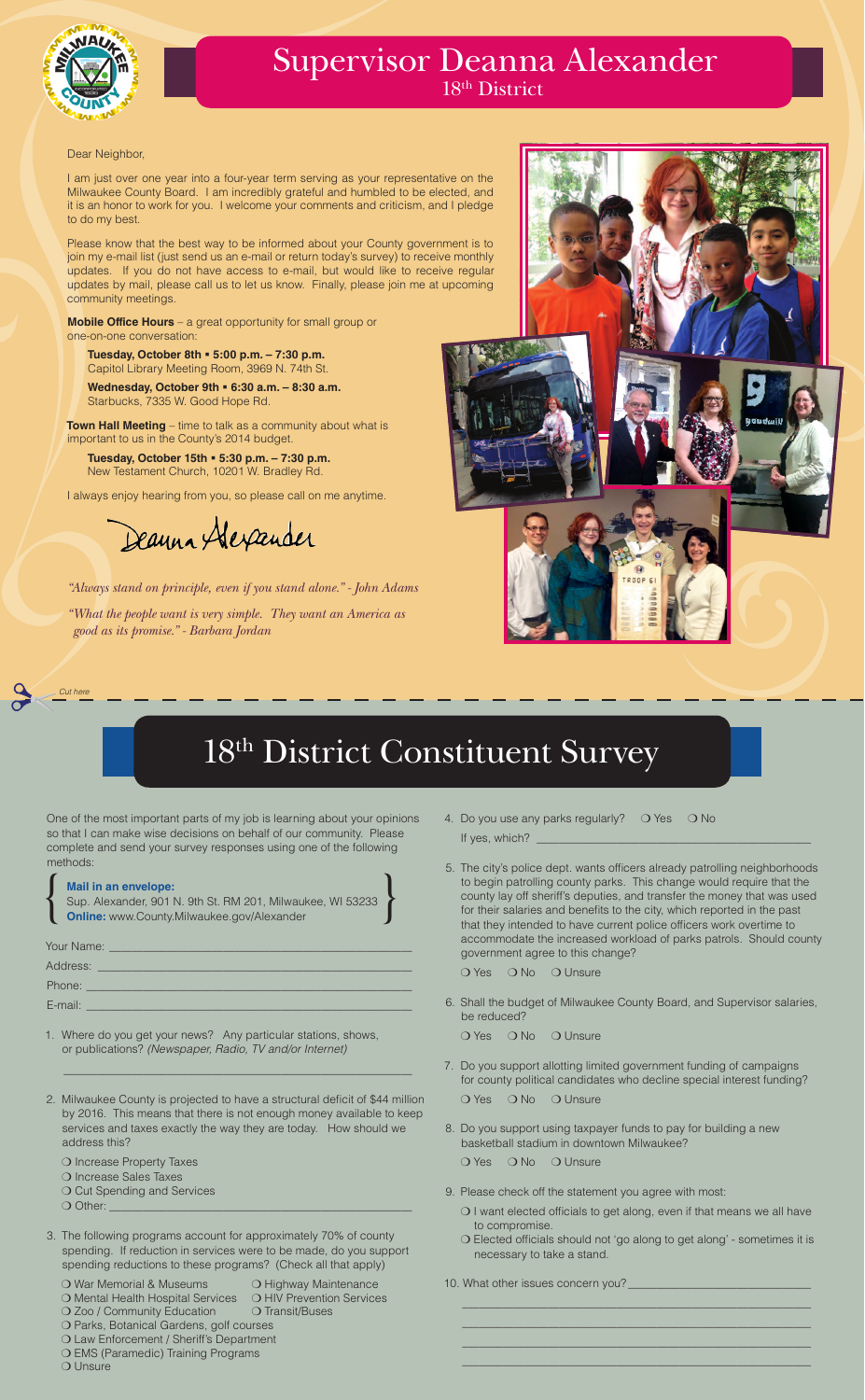# Supervisor Deanna Alexander

18th District

Dear Neighbor,

I am just over one year into a four-year term serving as your representative on the Milwaukee County Board. I am incredibly grateful and humbled to be elected, and it is an honor to work for you. I welcome your comments and criticism, and I pledge to do my best.

Please know that the best way to be informed about your County government is to join my e-mail list (just send us an e-mail or return today's survey) to receive monthly updates. If you do not have access to e-mail, but would like to receive regular updates by mail, please call us to let us know. Finally, please join me at upcoming community meetings.

**Mobile Office Hours** – a great opportunity for small group or one-on-one conversation:

**Tuesday, October 8th ▪ 5:00 p.m. – 7:30 p.m.**
Capitol Library Meeting Room, 3969 N. 74th St.

**Wednesday, October 9th ▪ 6:30 a.m. – 8:30 a.m.**
Starbucks, 7335 W. Good Hope Rd.

**Town Hall Meeting** – time to talk as a community about what is important to us in the County's 2014 budget.

**Tuesday, October 15th ▪ 5:30 p.m. – 7:30 p.m.**
New Testament Church, 10201 W. Bradley Rd.

I always enjoy hearing from you, so please call on me anytime.

Deanna Alexander

*"Always stand on principle, even if you stand alone." - John Adams*

*"What the people want is very simple. They want an America as good as its promise." - Barbara Jordan*

*Cut here*

# 18th District Constituent Survey

One of the most important parts of my job is learning about your opinions so that I can make wise decisions on behalf of our community. Please complete and send your survey responses using one of the following methods:

**Mail in an envelope:**
Sup. Alexander, 901 N. 9th St. RM 201, Milwaukee, WI 53233
**Online:** www.County.Milwaukee.gov/Alexander

Your Name: ______________________

Address: ______________________

Phone: ______________________

E-mail: ______________________

1. Where do you get your news? Any particular stations, shows, or publications? *(Newspaper, Radio, TV and/or Internet)*

   ______________________

2. Milwaukee County is projected to have a structural deficit of $44 million by 2016. This means that there is not enough money available to keep services and taxes exactly the way they are today. How should we address this?

   - ❍ Increase Property Taxes
   - ❍ Increase Sales Taxes
   - ❍ Cut Spending and Services
   - ❍ Other: ______________________

3. The following programs account for approximately 70% of county spending. If reduction in services were to be made, do you support spending reductions to these programs? (Check all that apply)

   - ❍ War Memorial & Museums
   - ❍ Highway Maintenance
   - ❍ Mental Health Hospital Services
   - ❍ HIV Prevention Services
   - ❍ Zoo / Community Education
   - ❍ Transit/Buses
   - ❍ Parks, Botanical Gardens, golf courses
   - ❍ Law Enforcement / Sheriff's Department
   - ❍ EMS (Paramedic) Training Programs
   - ❍ Unsure

4. Do you use any parks regularly? ❍ Yes ❍ No

   If yes, which? ______________________

5. The city's police dept. wants officers already patrolling neighborhoods to begin patrolling county parks. This change would require that the county lay off sheriff's deputies, and transfer the money that was used for their salaries and benefits to the city, which reported in the past that they intended to have current police officers work overtime to accommodate the increased workload of parks patrols. Should county government agree to this change?

   ❍ Yes ❍ No ❍ Unsure

6. Shall the budget of Milwaukee County Board, and Supervisor salaries, be reduced?

   ❍ Yes ❍ No ❍ Unsure

7. Do you support allotting limited government funding of campaigns for county political candidates who decline special interest funding?

   ❍ Yes ❍ No ❍ Unsure

8. Do you support using taxpayer funds to pay for building a new basketball stadium in downtown Milwaukee?

   ❍ Yes ❍ No ❍ Unsure

9. Please check off the statement you agree with most:

   - ❍ I want elected officials to get along, even if that means we all have to compromise.
   - ❍ Elected officials should not 'go along to get along' - sometimes it is necessary to take a stand.

10. What other issues concern you? ______________________

    ______________________

    ______________________

    ______________________

    ______________________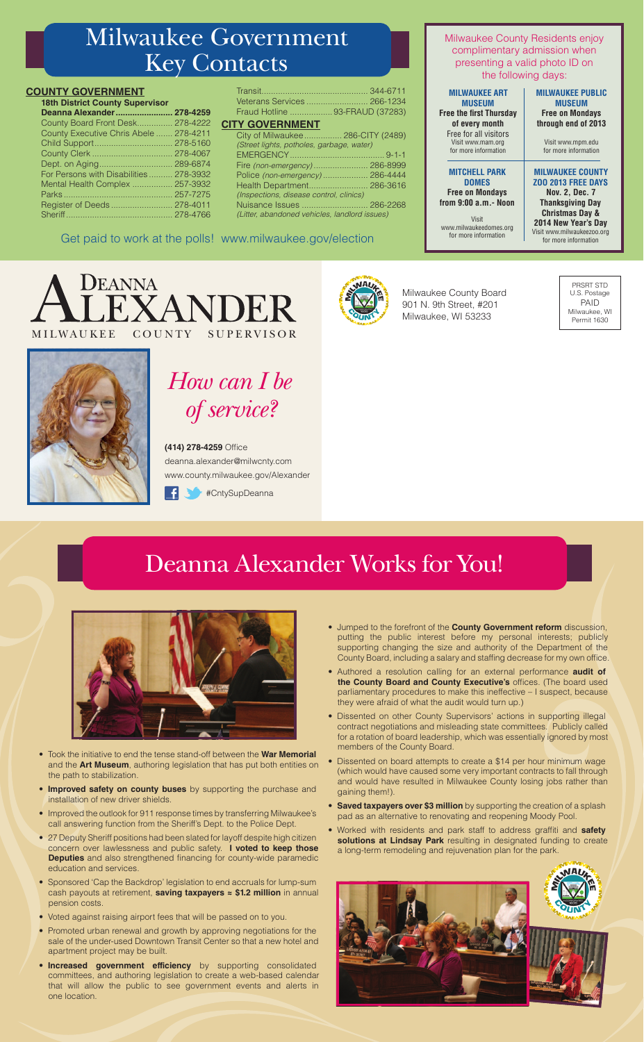# Milwaukee Government Key Contacts

## COUNTY GOVERNMENT

| | |
|---|---|
| **18th District County Supervisor** | |
| **Deanna Alexander** | **278-4259** |
| County Board Front Desk | 278-4222 |
| County Executive Chris Abele | 278-4211 |
| Child Support | 278-5160 |
| County Clerk | 278-4067 |
| Dept. on Aging | 289-6874 |
| For Persons with Disabilities | 278-3932 |
| Mental Health Complex | 257-3932 |
| Parks | 257-7275 |
| Register of Deeds | 278-4011 |
| Sheriff | 278-4766 |
| Transit | 344-6711 |
| Veterans Services | 266-1234 |
| Fraud Hotline | 93-FRAUD (37283) |

## CITY GOVERNMENT

| | |
|---|---|
| City of Milwaukee | 286-CITY (2489) |
| *(Street lights, potholes, garbage, water)* | |
| EMERGENCY | 9-1-1 |
| Fire *(non-emergency)* | 286-8999 |
| Police *(non-emergency)* | 286-4444 |
| Health Department | 286-3616 |
| *(Inspections, disease control, clinics)* | |
| Nuisance Issues | 286-2268 |
| *(Litter, abandoned vehicles, landlord issues)* | |

Get paid to work at the polls! www.milwaukee.gov/election

Milwaukee County Residents enjoy complimentary admission when presenting a valid photo ID on the following days:

**MILWAUKEE ART MUSEUM**
**Free the first Thursday of every month**
Free for all visitors
Visit www.mam.org for more information

**MILWAUKEE PUBLIC MUSEUM**
**Free on Mondays through end of 2013**
Visit www.mpm.edu for more information

**MITCHELL PARK DOMES**
**Free on Mondays from 9:00 a.m.- Noon**
Visit www.milwaukeedomes.org for more information

**MILWAUKEE COUNTY ZOO 2013 FREE DAYS**
**Nov. 2, Dec. 7**
**Thanksgiving Day**
**Christmas Day &**
**2014 New Year's Day**
Visit www.milwaukeezoo.org for more information

# DEANNA ALEXANDER
MILWAUKEE COUNTY SUPERVISOR

Milwaukee County Board
901 N. 9th Street, #201
Milwaukee, WI 53233

PRSRT STD
U.S. Postage
PAID
Milwaukee, WI
Permit 1630

*How can I be of service?*

**(414) 278-4259** Office
deanna.alexander@milwcnty.com
www.county.milwaukee.gov/Alexander
#CntySupDeanna

# Deanna Alexander Works for You!

- Took the initiative to end the tense stand-off between the **War Memorial** and the **Art Museum**, authoring legislation that has put both entities on the path to stabilization.
- **Improved safety on county buses** by supporting the purchase and installation of new driver shields.
- Improved the outlook for 911 response times by transferring Milwaukee's call answering function from the Sheriff's Dept. to the Police Dept.
- 27 Deputy Sheriff positions had been slated for layoff despite high citizen concern over lawlessness and public safety. **I voted to keep those Deputies** and also strengthened financing for county-wide paramedic education and services.
- Sponsored 'Cap the Backdrop' legislation to end accruals for lump-sum cash payouts at retirement, **saving taxpayers ≈ $1.2 million** in annual pension costs.
- Voted against raising airport fees that will be passed on to you.
- Promoted urban renewal and growth by approving negotiations for the sale of the under-used Downtown Transit Center so that a new hotel and apartment project may be built.
- **Increased government efficiency** by supporting consolidated committees, and authoring legislation to create a web-based calendar that will allow the public to see government events and alerts in one location.
- Jumped to the forefront of the **County Government reform** discussion, putting the public interest before my personal interests; publicly supporting changing the size and authority of the Department of the County Board, including a salary and staffing decrease for my own office.
- Authored a resolution calling for an external performance **audit of the County Board and County Executive's** offices. (The board used parliamentary procedures to make this ineffective – I suspect, because they were afraid of what the audit would turn up.)
- Dissented on other County Supervisors' actions in supporting illegal contract negotiations and misleading state committees. Publicly called for a rotation of board leadership, which was essentially ignored by most members of the County Board.
- Dissented on board attempts to create a $14 per hour minimum wage (which would have caused some very important contracts to fall through and would have resulted in Milwaukee County losing jobs rather than gaining them!).
- **Saved taxpayers over $3 million** by supporting the creation of a splash pad as an alternative to renovating and reopening Moody Pool.
- Worked with residents and park staff to address graffiti and **safety solutions at Lindsay Park** resulting in designated funding to create a long-term remodeling and rejuvenation plan for the park.